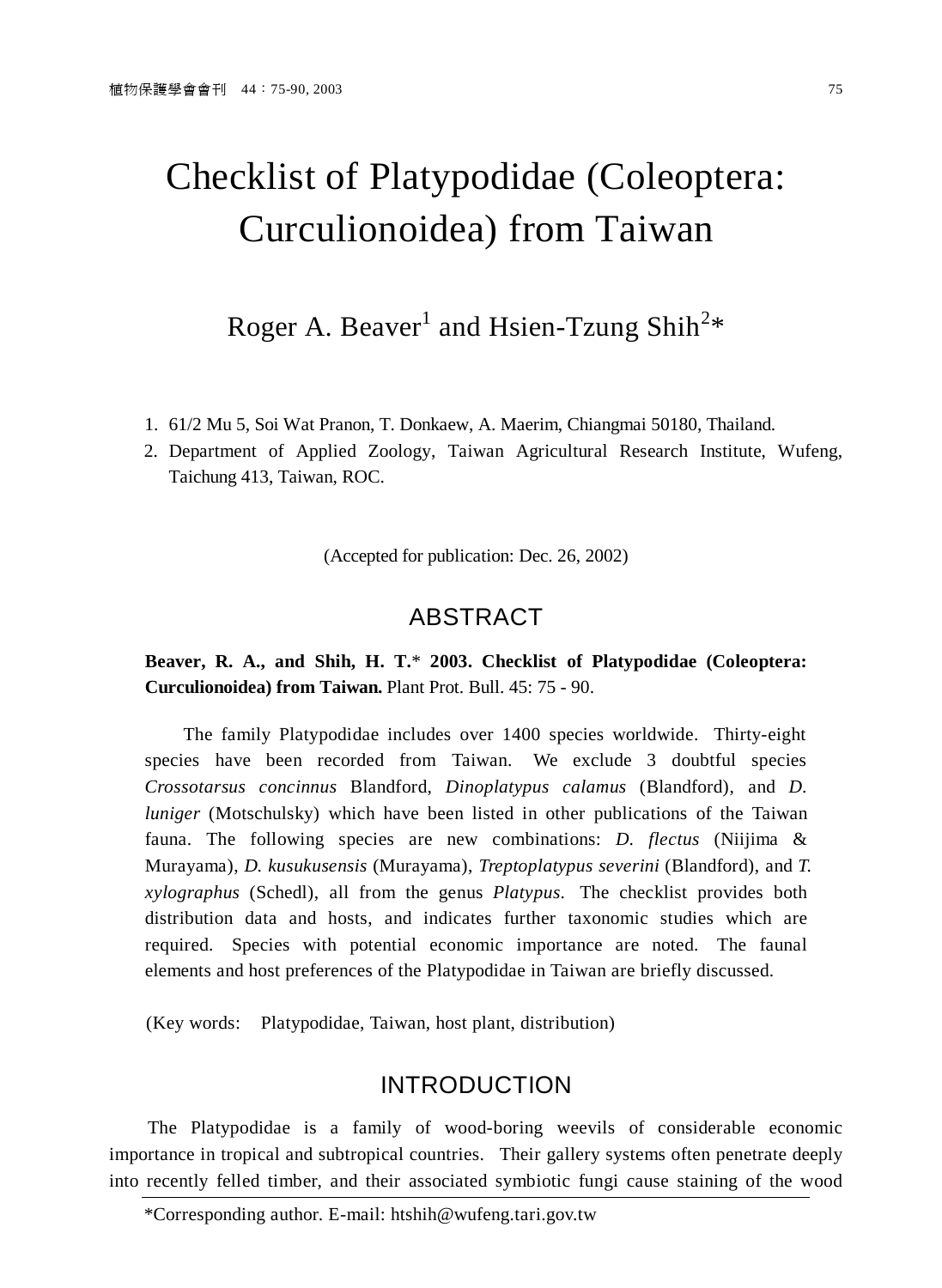# Checklist of Platypodidae (Coleoptera: Curculionoidea) from Taiwan

Roger A. Beaver[1] and Hsien-Tzung Shih[2]*

1. 61/2 Mu 5, Soi Wat Pranon, T. Donkaew, A. Maerim, Chiangmai 50180, Thailand.
2. Department of Applied Zoology, Taiwan Agricultural Research Institute, Wufeng, Taichung 413, Taiwan, ROC.

(Accepted for publication: Dec. 26, 2002)

## ABSTRACT

**Beaver, R. A., and Shih, H. T.* 2003. Checklist of Platypodidae (Coleoptera: Curculionoidea) from Taiwan.** Plant Prot. Bull. 45: 75 - 90.

The family Platypodidae includes over 1400 species worldwide. Thirty-eight species have been recorded from Taiwan. We exclude 3 doubtful species *Crossotarsus concinnus* Blandford, *Dinoplatypus calamus* (Blandford), and *D. luniger* (Motschulsky) which have been listed in other publications of the Taiwan fauna. The following species are new combinations: *D. flectus* (Niijima & Murayama), *D. kusukusensis* (Murayama), *Treptoplatypus severini* (Blandford), and *T. xylographus* (Schedl), all from the genus *Platypus*. The checklist provides both distribution data and hosts, and indicates further taxonomic studies which are required. Species with potential economic importance are noted. The faunal elements and host preferences of the Platypodidae in Taiwan are briefly discussed.

(Key words: Platypodidae, Taiwan, host plant, distribution)

## INTRODUCTION

The Platypodidae is a family of wood-boring weevils of considerable economic importance in tropical and subtropical countries. Their gallery systems often penetrate deeply into recently felled timber, and their associated symbiotic fungi cause staining of the wood

*Corresponding author. E-mail: htshih@wufeng.tari.gov.tw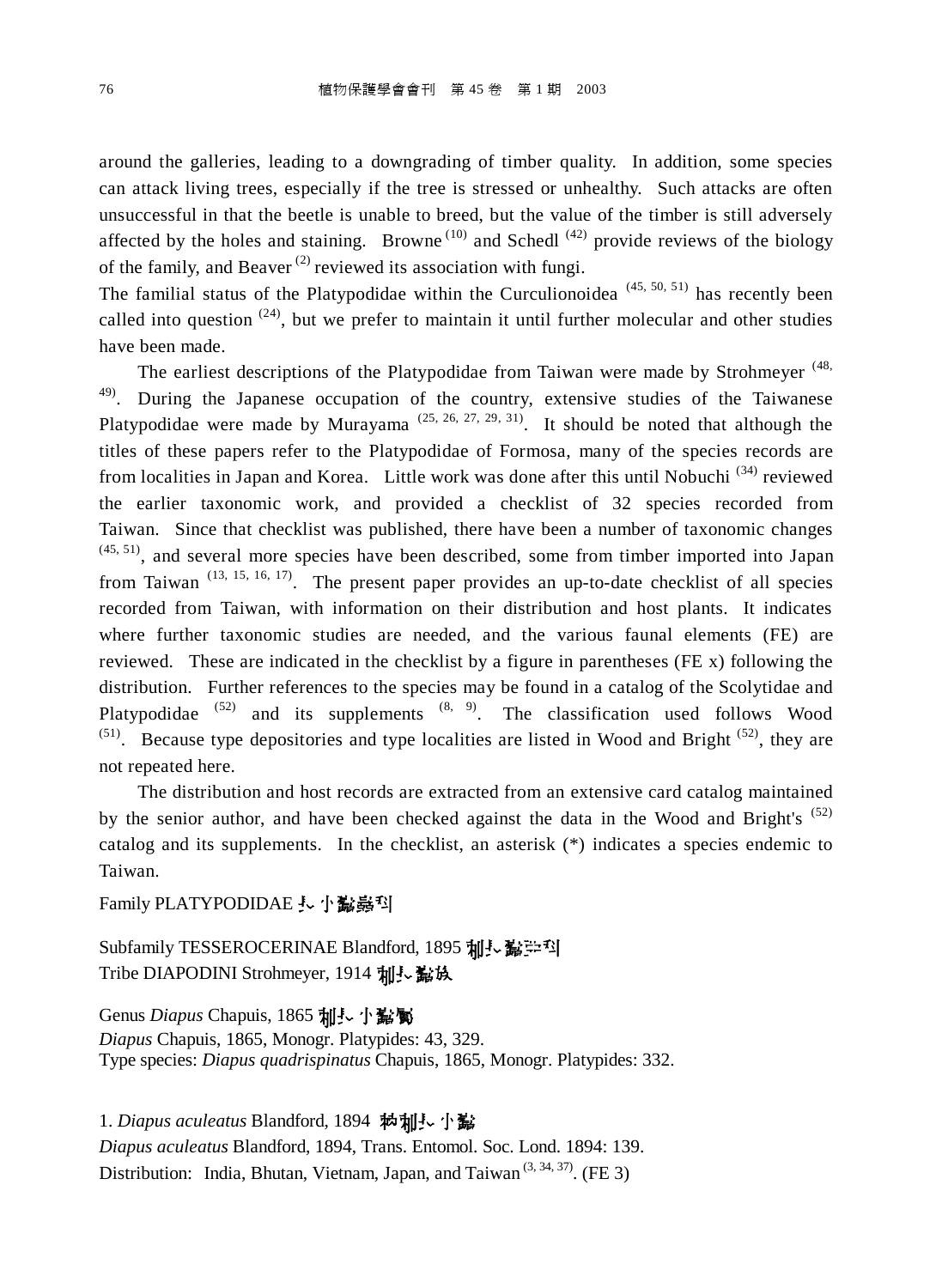around the galleries, leading to a downgrading of timber quality. In addition, some species can attack living trees, especially if the tree is stressed or unhealthy. Such attacks are often unsuccessful in that the beetle is unable to breed, but the value of the timber is still adversely affected by the holes and staining. Browne [10] and Schedl [42] provide reviews of the biology of the family, and Beaver [2] reviewed its association with fungi.

The familial status of the Platypodidae within the Curculionoidea [45, 50, 51] has recently been called into question [24], but we prefer to maintain it until further molecular and other studies have been made.

The earliest descriptions of the Platypodidae from Taiwan were made by Strohmeyer [48, 49]. During the Japanese occupation of the country, extensive studies of the Taiwanese Platypodidae were made by Murayama [25, 26, 27, 29, 31]. It should be noted that although the titles of these papers refer to the Platypodidae of Formosa, many of the species records are from localities in Japan and Korea. Little work was done after this until Nobuchi [34] reviewed the earlier taxonomic work, and provided a checklist of 32 species recorded from Taiwan. Since that checklist was published, there have been a number of taxonomic changes [45, 51], and several more species have been described, some from timber imported into Japan from Taiwan [13, 15, 16, 17]. The present paper provides an up-to-date checklist of all species recorded from Taiwan, with information on their distribution and host plants. It indicates where further taxonomic studies are needed, and the various faunal elements (FE) are reviewed. These are indicated in the checklist by a figure in parentheses (FE x) following the distribution. Further references to the species may be found in a catalog of the Scolytidae and Platypodidae [52] and its supplements [8, 9]. The classification used follows Wood [51]. Because type depositories and type localities are listed in Wood and Bright [52], they are not repeated here.

The distribution and host records are extracted from an extensive card catalog maintained by the senior author, and have been checked against the data in the Wood and Bright's [52] catalog and its supplements. In the checklist, an asterisk (*) indicates a species endemic to Taiwan.

Family PLATYPODIDAE 長小蠹蟲科

Subfamily TESSEROCERINAE Blandford, 1895 刺長蠹亞科
Tribe DIAPODINI Strohmeyer, 1914 刺長蠹族

Genus *Diapus* Chapuis, 1865 刺長小蠹屬
*Diapus* Chapuis, 1865, Monogr. Platypides: 43, 329.
Type species: *Diapus quadrispinatus* Chapuis, 1865, Monogr. Platypides: 332.

1. *Diapus aculeatus* Blandford, 1894 粒刺長小蠹
*Diapus aculeatus* Blandford, 1894, Trans. Entomol. Soc. Lond. 1894: 139.
Distribution: India, Bhutan, Vietnam, Japan, and Taiwan [3, 34, 37]. (FE 3)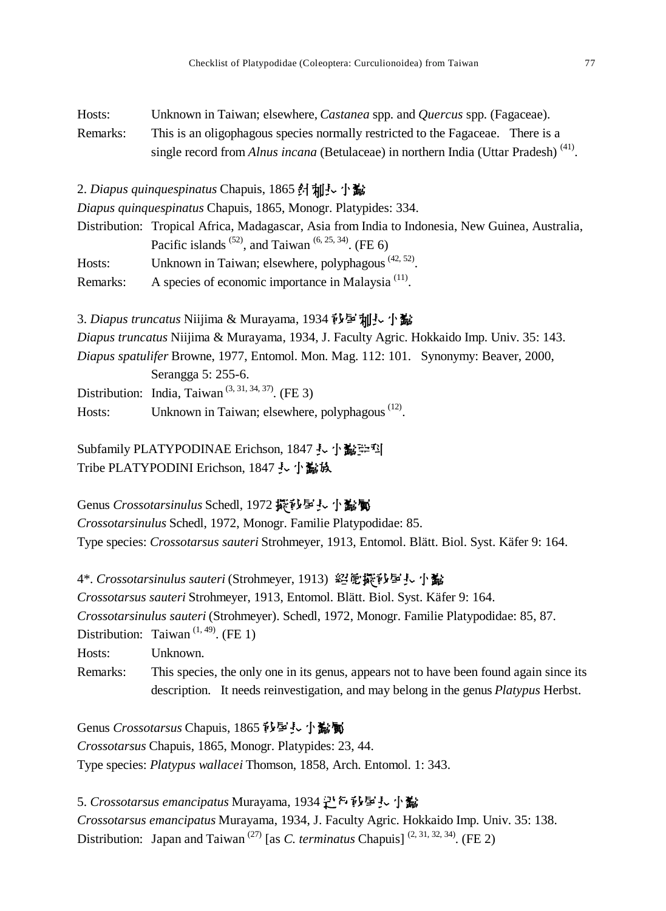Hosts: Unknown in Taiwan; elsewhere, *Castanea* spp. and *Quercus* spp. (Fagaceae).

Remarks: This is an oligophagous species normally restricted to the Fagaceae. There is a single record from *Alnus incana* (Betulaceae) in northern India (Uttar Pradesh) [41].

2. *Diapus quinquespinatus* Chapuis, 1865 針刺長小蠹

*Diapus quinquespinatus* Chapuis, 1865, Monogr. Platypides: 334.

Distribution: Tropical Africa, Madagascar, Asia from India to Indonesia, New Guinea, Australia, Pacific islands [52], and Taiwan [6, 25, 34]. (FE 6)

Hosts: Unknown in Taiwan; elsewhere, polyphagous [42, 52].

Remarks: A species of economic importance in Malaysia [11].

3. *Diapus truncatus* Niijima & Murayama, 1934 截尾刺長小蠹

*Diapus truncatus* Niijima & Murayama, 1934, J. Faculty Agric. Hokkaido Imp. Univ. 35: 143.

*Diapus spatulifer* Browne, 1977, Entomol. Mon. Mag. 112: 101. Synonymy: Beaver, 2000, Serangga 5: 255-6.

Distribution: India, Taiwan [3, 31, 34, 37]. (FE 3)

Hosts: Unknown in Taiwan; elsewhere, polyphagous [12].

Subfamily PLATYPODINAE Erichson, 1847 長小蠹亞科

Tribe PLATYPODINI Erichson, 1847 長小蠹族

Genus *Crossotarsinulus* Schedl, 1972 擬截尾長小蠹屬

*Crossotarsinulus* Schedl, 1972, Monogr. Familie Platypodidae: 85.

Type species: *Crossotarsus sauteri* Strohmeyer, 1913, Entomol. Blätt. Biol. Syst. Käfer 9: 164.

4*. *Crossotarsinulus sauteri* (Strohmeyer, 1913) 紹德擬截尾長小蠹

*Crossotarsus sauteri* Strohmeyer, 1913, Entomol. Blätt. Biol. Syst. Käfer 9: 164.

*Crossotarsinulus sauteri* (Strohmeyer). Schedl, 1972, Monogr. Familie Platypodidae: 85, 87.

Distribution: Taiwan [1, 49]. (FE 1)

Hosts: Unknown.

Remarks: This species, the only one in its genus, appears not to have been found again since its description. It needs reinvestigation, and may belong in the genus *Platypus* Herbst.

Genus *Crossotarsus* Chapuis, 1865 截尾長小蠹屬

*Crossotarsus* Chapuis, 1865, Monogr. Platypides: 23, 44.

Type species: *Platypus wallacei* Thomson, 1858, Arch. Entomol. 1: 343.

5. *Crossotarsus emancipatus* Murayama, 1934 退化截尾長小蠹

*Crossotarsus emancipatus* Murayama, 1934, J. Faculty Agric. Hokkaido Imp. Univ. 35: 138.

Distribution: Japan and Taiwan [27] [as *C. terminatus* Chapuis] [2, 31, 32, 34]. (FE 2)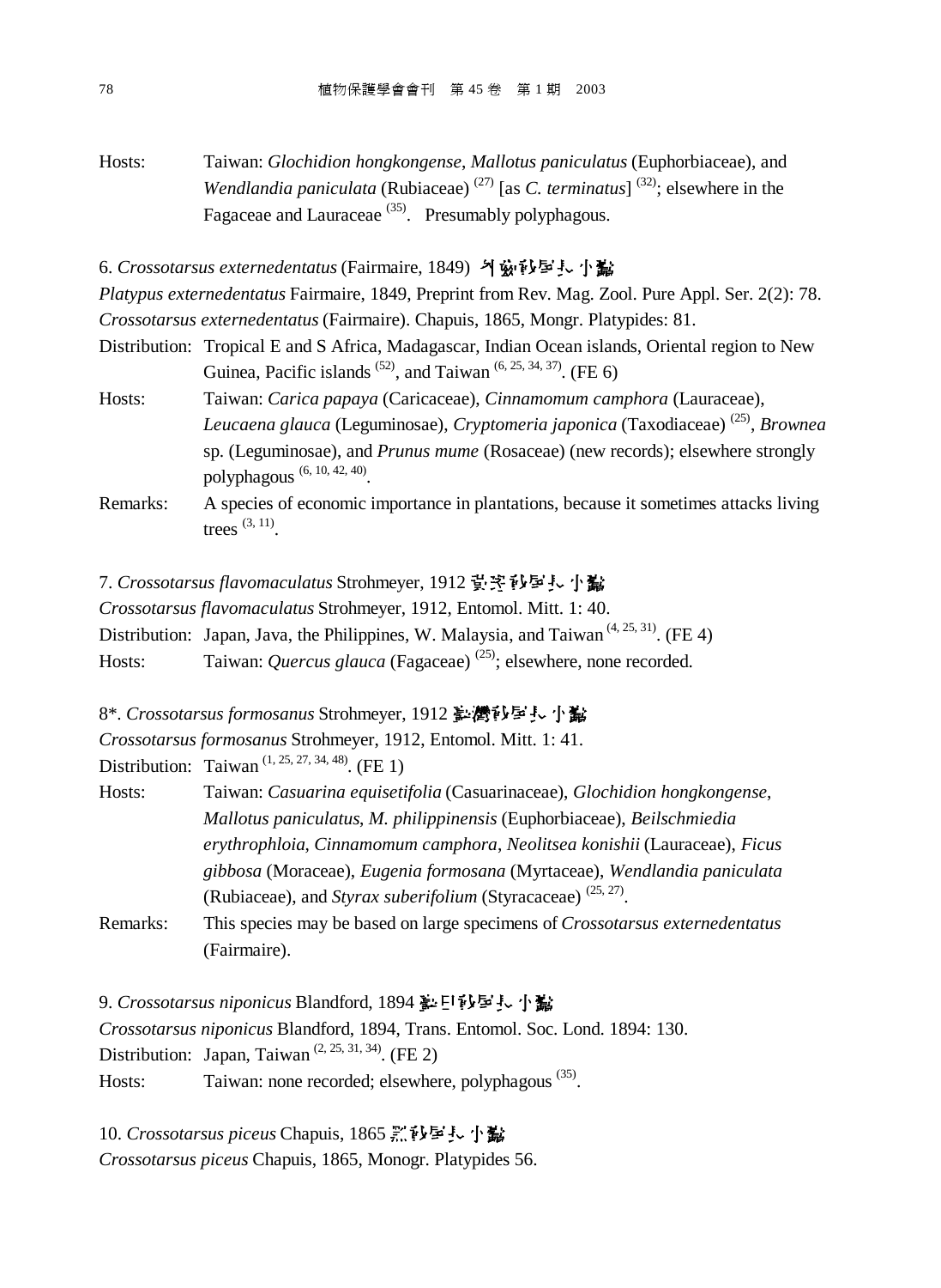Hosts: Taiwan: *Glochidion hongkongense*, *Mallotus paniculatus* (Euphorbiaceae), and *Wendlandia paniculata* (Rubiaceae) [27] [as *C. terminatus*] [32]; elsewhere in the Fagaceae and Lauraceae [35]. Presumably polyphagous.

6. *Crossotarsus externedentatus* (Fairmaire, 1849) 外齒鈍尾長小蠹

*Platypus externedentatus* Fairmaire, 1849, Preprint from Rev. Mag. Zool. Pure Appl. Ser. 2(2): 78.

*Crossotarsus externedentatus* (Fairmaire). Chapuis, 1865, Mongr. Platypides: 81.

Distribution: Tropical E and S Africa, Madagascar, Indian Ocean islands, Oriental region to New Guinea, Pacific islands [52], and Taiwan [6, 25, 34, 37]. (FE 6)

Hosts: Taiwan: *Carica papaya* (Caricaceae), *Cinnamomum camphora* (Lauraceae), *Leucaena glauca* (Leguminosae), *Cryptomeria japonica* (Taxodiaceae) [25], *Brownea* sp. (Leguminosae), and *Prunus mume* (Rosaceae) (new records); elsewhere strongly polyphagous [6, 10, 42, 40].

Remarks: A species of economic importance in plantations, because it sometimes attacks living trees [3, 11].

7. *Crossotarsus flavomaculatus* Strohmeyer, 1912 黃斑鈍尾長小蠹

*Crossotarsus flavomaculatus* Strohmeyer, 1912, Entomol. Mitt. 1: 40.

Distribution: Japan, Java, the Philippines, W. Malaysia, and Taiwan [4, 25, 31]. (FE 4)

Hosts: Taiwan: *Quercus glauca* (Fagaceae) [25]; elsewhere, none recorded.

8*. *Crossotarsus formosanus* Strohmeyer, 1912 臺灣鈍尾長小蠹

*Crossotarsus formosanus* Strohmeyer, 1912, Entomol. Mitt. 1: 41.

Distribution: Taiwan [1, 25, 27, 34, 48]. (FE 1)

Hosts: Taiwan: *Casuarina equisetifolia* (Casuarinaceae), *Glochidion hongkongense*, *Mallotus paniculatus*, *M. philippinensis* (Euphorbiaceae), *Beilschmiedia erythrophloia*, *Cinnamomum camphora*, *Neolitsea konishii* (Lauraceae), *Ficus gibbosa* (Moraceae), *Eugenia formosana* (Myrtaceae), *Wendlandia paniculata* (Rubiaceae), and *Styrax suberifolium* (Styracaceae) [25, 27].

Remarks: This species may be based on large specimens of *Crossotarsus externedentatus* (Fairmaire).

9. *Crossotarsus niponicus* Blandford, 1894 日本鈍尾長小蠹

*Crossotarsus niponicus* Blandford, 1894, Trans. Entomol. Soc. Lond. 1894: 130.

Distribution: Japan, Taiwan [2, 25, 31, 34]. (FE 2)

Hosts: Taiwan: none recorded; elsewhere, polyphagous [35].

10. *Crossotarsus piceus* Chapuis, 1865 黑鈍尾長小蠹

*Crossotarsus piceus* Chapuis, 1865, Monogr. Platypides 56.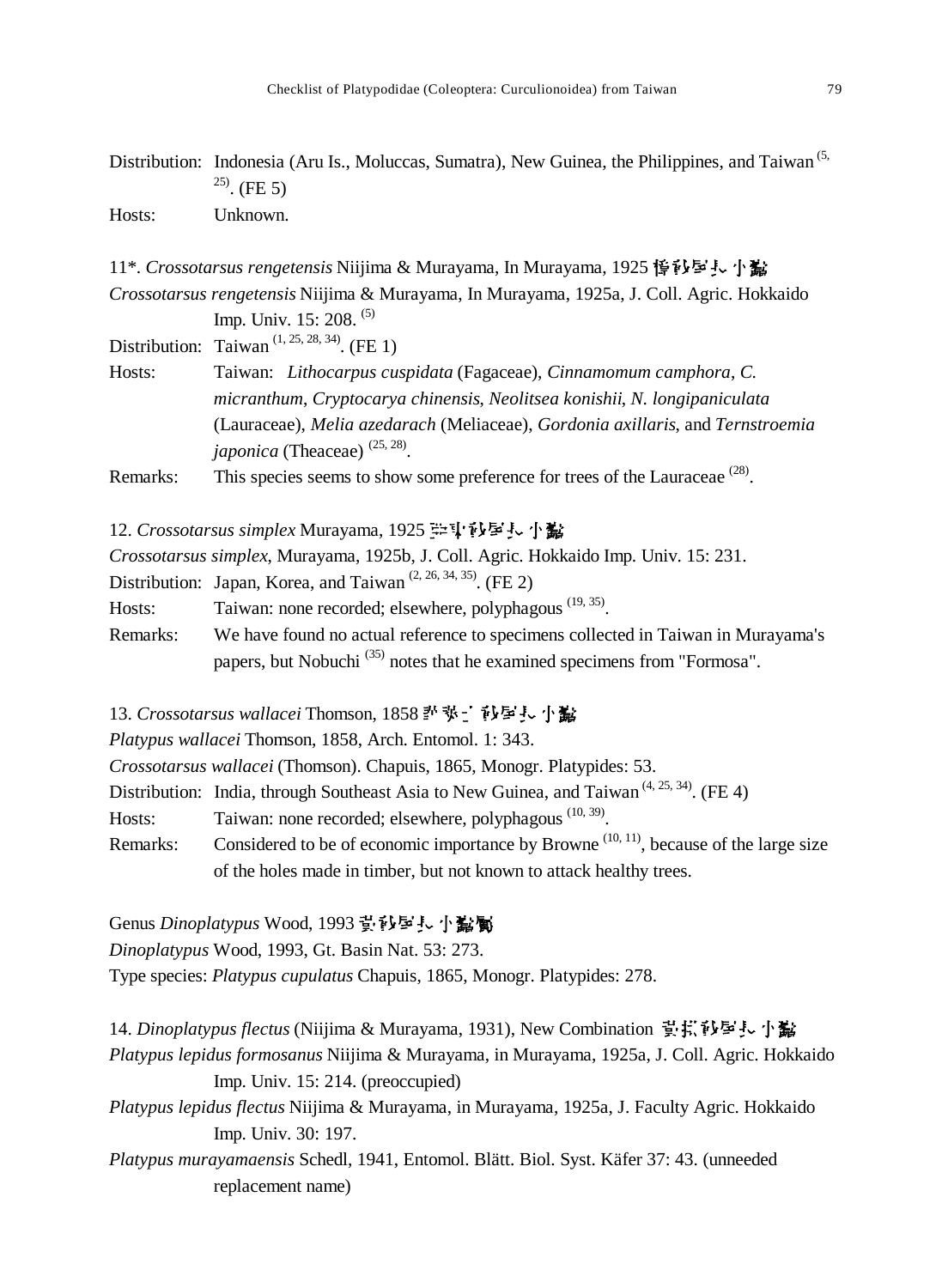Distribution: Indonesia (Aru Is., Moluccas, Sumatra), New Guinea, the Philippines, and Taiwan [5, 25]. (FE 5)

Hosts: Unknown.

11*. *Crossotarsus rengetensis* Niijima & Murayama, In Murayama, 1925 蓮鈍長小蠹

*Crossotarsus rengetensis* Niijima & Murayama, In Murayama, 1925a, J. Coll. Agric. Hokkaido Imp. Univ. 15: 208. [5]

Distribution: Taiwan [1, 25, 28, 34]. (FE 1)

Hosts: Taiwan: *Lithocarpus cuspidata* (Fagaceae), *Cinnamomum camphora*, *C. micranthum*, *Cryptocarya chinensis*, *Neolitsea konishii*, *N. longipaniculata* (Lauraceae), *Melia azedarach* (Meliaceae), *Gordonia axillaris*, and *Ternstroemia japonica* (Theaceae) [25, 28].

Remarks: This species seems to show some preference for trees of the Lauraceae [28].

12. *Crossotarsus simplex* Murayama, 1925 簡單鈍長小蠹

*Crossotarsus simplex*, Murayama, 1925b, J. Coll. Agric. Hokkaido Imp. Univ. 15: 231.

Distribution: Japan, Korea, and Taiwan [2, 26, 34, 35]. (FE 2)

Hosts: Taiwan: none recorded; elsewhere, polyphagous [19, 35].

Remarks: We have found no actual reference to specimens collected in Taiwan in Murayama's papers, but Nobuchi [35] notes that he examined specimens from "Formosa".

13. *Crossotarsus wallacei* Thomson, 1858 華萊士鈍長小蠹

*Platypus wallacei* Thomson, 1858, Arch. Entomol. 1: 343.

*Crossotarsus wallacei* (Thomson). Chapuis, 1865, Monogr. Platypides: 53.

Distribution: India, through Southeast Asia to New Guinea, and Taiwan [4, 25, 34]. (FE 4)

Hosts: Taiwan: none recorded; elsewhere, polyphagous [10, 39].

Remarks: Considered to be of economic importance by Browne [10, 11], because of the large size of the holes made in timber, but not known to attack healthy trees.

Genus *Dinoplatypus* Wood, 1993 異鈍長小蠹屬

*Dinoplatypus* Wood, 1993, Gt. Basin Nat. 53: 273.

Type species: *Platypus cupulatus* Chapuis, 1865, Monogr. Platypides: 278.

14. *Dinoplatypus flectus* (Niijima & Murayama, 1931), New Combination 異彎鈍長小蠹

*Platypus lepidus formosanus* Niijima & Murayama, in Murayama, 1925a, J. Coll. Agric. Hokkaido Imp. Univ. 15: 214. (preoccupied)

*Platypus lepidus flectus* Niijima & Murayama, in Murayama, 1925a, J. Faculty Agric. Hokkaido Imp. Univ. 30: 197.

*Platypus murayamaensis* Schedl, 1941, Entomol. Blätt. Biol. Syst. Käfer 37: 43. (unneeded replacement name)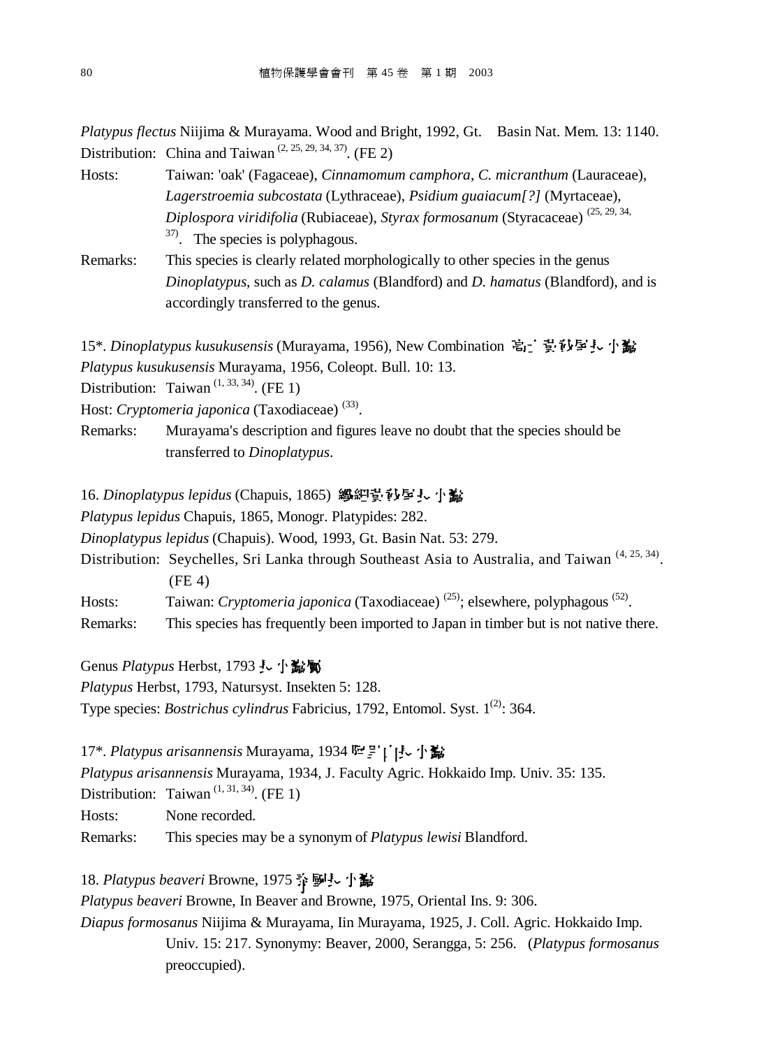*Platypus flectus* Niijima & Murayama. Wood and Bright, 1992, Gt. Basin Nat. Mem. 13: 1140.

Distribution: China and Taiwan [2, 25, 29, 34, 37]. (FE 2)

Hosts: Taiwan: 'oak' (Fagaceae), *Cinnamomum camphora*, *C. micranthum* (Lauraceae), *Lagerstroemia subcostata* (Lythraceae), *Psidium guaiacum[?]* (Myrtaceae), *Diplospora viridifolia* (Rubiaceae), *Styrax formosanum* (Styracaceae) [25, 29, 34, 37]. The species is polyphagous.

Remarks: This species is clearly related morphologically to other species in the genus *Dinoplatypus*, such as *D. calamus* (Blandford) and *D. hamatus* (Blandford), and is accordingly transferred to the genus.

15*. *Dinoplatypus kusukusensis* (Murayama, 1956), New Combination 高士黃翅尾長小蠹

*Platypus kusukusensis* Murayama, 1956, Coleopt. Bull. 10: 13.

Distribution: Taiwan [1, 33, 34]. (FE 1)

Host: *Cryptomeria japonica* (Taxodiaceae) [33].

Remarks: Murayama's description and figures leave no doubt that the species should be transferred to *Dinoplatypus*.

16. *Dinoplatypus lepidus* (Chapuis, 1865) 鱗細黃翅尾長小蠹

*Platypus lepidus* Chapuis, 1865, Monogr. Platypides: 282.

*Dinoplatypus lepidus* (Chapuis). Wood, 1993, Gt. Basin Nat. 53: 279.

Distribution: Seychelles, Sri Lanka through Southeast Asia to Australia, and Taiwan [4, 25, 34]. (FE 4)

Hosts: Taiwan: *Cryptomeria japonica* (Taxodiaceae) [25]; elsewhere, polyphagous [52].

Remarks: This species has frequently been imported to Japan in timber but is not native there.

Genus *Platypus* Herbst, 1793 長小蠹屬

*Platypus* Herbst, 1793, Natursyst. Insekten 5: 128.

Type species: *Bostrichus cylindrus* Fabricius, 1792, Entomol. Syst. 1(2): 364.

17*. *Platypus arisannensis* Murayama, 1934 阿里山長小蠹

*Platypus arisannensis* Murayama, 1934, J. Faculty Agric. Hokkaido Imp. Univ. 35: 135.

Distribution: Taiwan [1, 31, 34]. (FE 1)

Hosts: None recorded.

Remarks: This species may be a synonym of *Platypus lewisi* Blandford.

18. *Platypus beaveri* Browne, 1975 蒲學長小蠹

*Platypus beaveri* Browne, In Beaver and Browne, 1975, Oriental Ins. 9: 306.

*Diapus formosanus* Niijima & Murayama, Iin Murayama, 1925, J. Coll. Agric. Hokkaido Imp. Univ. 15: 217. Synonymy: Beaver, 2000, Serangga, 5: 256. (*Platypus formosanus* preoccupied).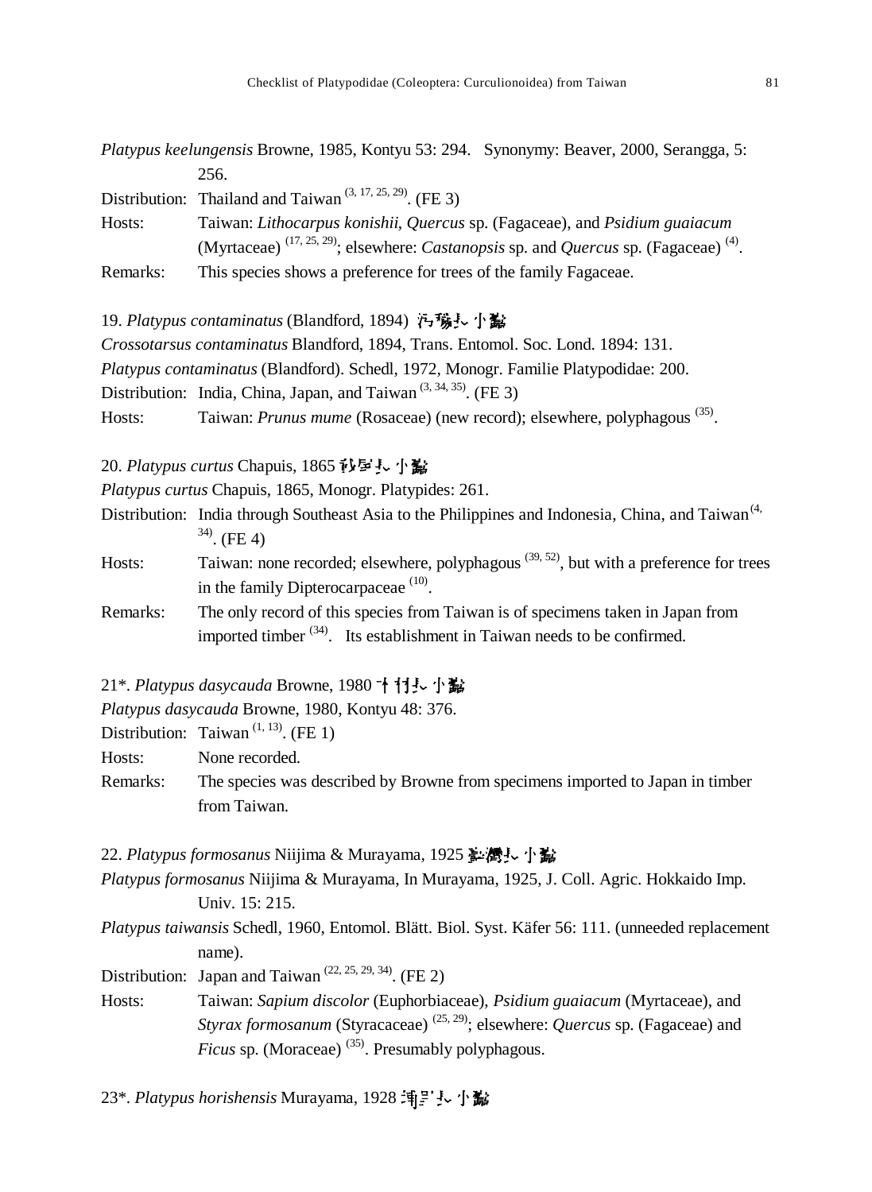*Platypus keelungensis* Browne, 1985, Kontyu 53: 294. Synonymy: Beaver, 2000, Serangga, 5: 256.

Distribution: Thailand and Taiwan [3, 17, 25, 29]. (FE 3)

Hosts: Taiwan: *Lithocarpus konishii*, *Quercus* sp. (Fagaceae), and *Psidium guaiacum* (Myrtaceae) [17, 25, 29]; elsewhere: *Castanopsis* sp. and *Quercus* sp. (Fagaceae) [4].

Remarks: This species shows a preference for trees of the family Fagaceae.

19. *Platypus contaminatus* (Blandford, 1894) 污穢長小蠹

*Crossotarsus contaminatus* Blandford, 1894, Trans. Entomol. Soc. Lond. 1894: 131.

*Platypus contaminatus* (Blandford). Schedl, 1972, Monogr. Familie Platypodidae: 200.

Distribution: India, China, Japan, and Taiwan [3, 34, 35]. (FE 3)

Hosts: Taiwan: *Prunus mume* (Rosaceae) (new record); elsewhere, polyphagous [35].

20. *Platypus curtus* Chapuis, 1865 鈍尾長小蠹

*Platypus curtus* Chapuis, 1865, Monogr. Platypides: 261.

Distribution: India through Southeast Asia to the Philippines and Indonesia, China, and Taiwan [4, 34]. (FE 4)

Hosts: Taiwan: none recorded; elsewhere, polyphagous [39, 52], but with a preference for trees in the family Dipterocarpaceae [10].

Remarks: The only record of this species from Taiwan is of specimens taken in Japan from imported timber [34]. Its establishment in Taiwan needs to be confirmed.

21*. *Platypus dasycauda* Browne, 1980 毛尾長小蠹

*Platypus dasycauda* Browne, 1980, Kontyu 48: 376.

Distribution: Taiwan [1, 13]. (FE 1)

Hosts: None recorded.

Remarks: The species was described by Browne from specimens imported to Japan in timber from Taiwan.

22. *Platypus formosanus* Niijima & Murayama, 1925 台灣長小蠹

*Platypus formosanus* Niijima & Murayama, In Murayama, 1925, J. Coll. Agric. Hokkaido Imp. Univ. 15: 215.

*Platypus taiwansis* Schedl, 1960, Entomol. Blätt. Biol. Syst. Käfer 56: 111. (unneeded replacement name).

Distribution: Japan and Taiwan [22, 25, 29, 34]. (FE 2)

Hosts: Taiwan: *Sapium discolor* (Euphorbiaceae), *Psidium guaiacum* (Myrtaceae), and *Styrax formosanum* (Styracaceae) [25, 29]; elsewhere: *Quercus* sp. (Fagaceae) and *Ficus* sp. (Moraceae) [35]. Presumably polyphagous.

23*. *Platypus horishensis* Murayama, 1928 埔里長小蠹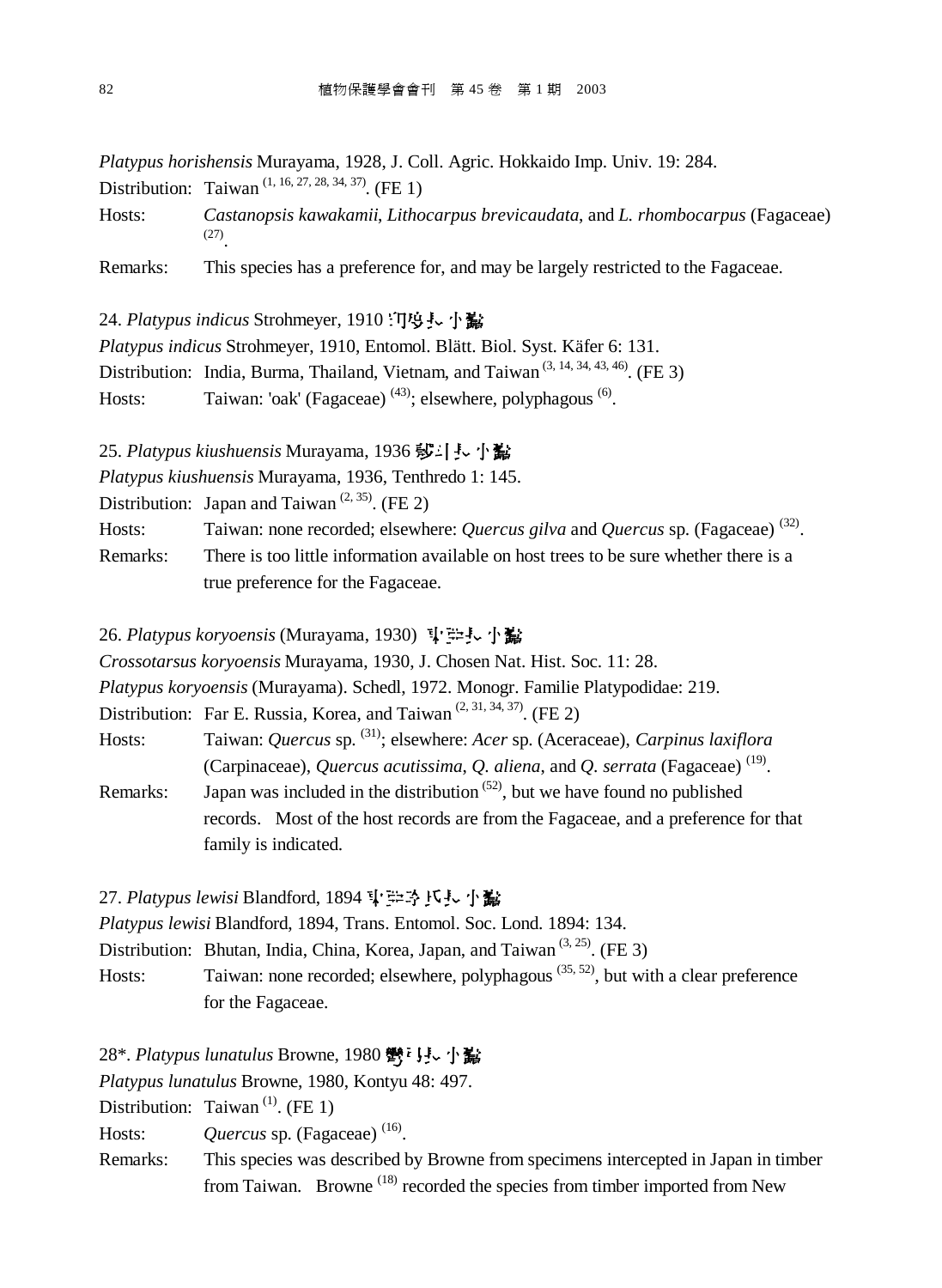*Platypus horishensis* Murayama, 1928, J. Coll. Agric. Hokkaido Imp. Univ. 19: 284.

Distribution: Taiwan [1, 16, 27, 28, 34, 37]. (FE 1)

Hosts: *Castanopsis kawakamii*, *Lithocarpus brevicaudata*, and *L. rhombocarpus* (Fagaceae) [27].

Remarks: This species has a preference for, and may be largely restricted to the Fagaceae.

24. *Platypus indicus* Strohmeyer, 1910 印度長小蠹

*Platypus indicus* Strohmeyer, 1910, Entomol. Blätt. Biol. Syst. Käfer 6: 131.

Distribution: India, Burma, Thailand, Vietnam, and Taiwan [3, 14, 34, 43, 46]. (FE 3)

Hosts: Taiwan: 'oak' (Fagaceae) [43]; elsewhere, polyphagous [6].

25. *Platypus kiushuensis* Murayama, 1936 九州長小蠹

*Platypus kiushuensis* Murayama, 1936, Tenthredo 1: 145.

Distribution: Japan and Taiwan [2, 35]. (FE 2)

Hosts: Taiwan: none recorded; elsewhere: *Quercus gilva* and *Quercus* sp. (Fagaceae) [32].

Remarks: There is too little information available on host trees to be sure whether there is a true preference for the Fagaceae.

26. *Platypus koryoensis* (Murayama, 1930) 高麗長小蠹

*Crossotarsus koryoensis* Murayama, 1930, J. Chosen Nat. Hist. Soc. 11: 28.

*Platypus koryoensis* (Murayama). Schedl, 1972. Monogr. Familie Platypodidae: 219.

Distribution: Far E. Russia, Korea, and Taiwan [2, 31, 34, 37]. (FE 2)

Hosts: Taiwan: *Quercus* sp. [31]; elsewhere: *Acer* sp. (Aceraceae), *Carpinus laxiflora* (Carpinaceae), *Quercus acutissima*, *Q. aliena*, and *Q. serrata* (Fagaceae) [19].

Remarks: Japan was included in the distribution [52], but we have found no published records. Most of the host records are from the Fagaceae, and a preference for that family is indicated.

27. *Platypus lewisi* Blandford, 1894 路易氏長小蠹

*Platypus lewisi* Blandford, 1894, Trans. Entomol. Soc. Lond. 1894: 134.

Distribution: Bhutan, India, China, Korea, Japan, and Taiwan [3, 25]. (FE 3)

Hosts: Taiwan: none recorded; elsewhere, polyphagous [35, 52], but with a clear preference for the Fagaceae.

28*. *Platypus lunatulus* Browne, 1980 彎月長小蠹

*Platypus lunatulus* Browne, 1980, Kontyu 48: 497.

Distribution: Taiwan [1]. (FE 1)

Hosts: *Quercus* sp. (Fagaceae) [16].

Remarks: This species was described by Browne from specimens intercepted in Japan in timber from Taiwan. Browne [18] recorded the species from timber imported from New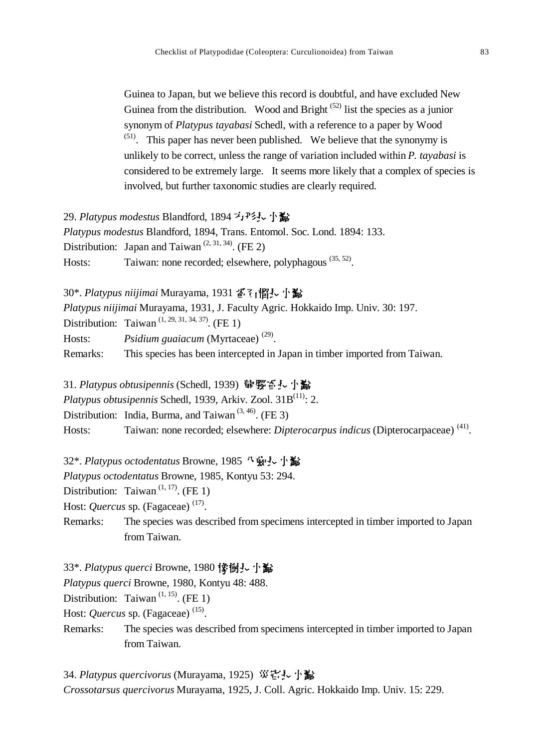Guinea to Japan, but we believe this record is doubtful, and have excluded New Guinea from the distribution. Wood and Bright [52] list the species as a junior synonym of *Platypus tayabasi* Schedl, with a reference to a paper by Wood [51]. This paper has never been published. We believe that the synonymy is unlikely to be correct, unless the range of variation included within *P. tayabasi* is considered to be extremely large. It seems more likely that a complex of species is involved, but further taxonomic studies are clearly required.

29. *Platypus modestus* Blandford, 1894 巧形長小蠹

*Platypus modestus* Blandford, 1894, Trans. Entomol. Soc. Lond. 1894: 133.

Distribution: Japan and Taiwan [2, 31, 34]. (FE 2)

Hosts: Taiwan: none recorded; elsewhere, polyphagous [35, 52].

30*. *Platypus niijimai* Murayama, 1931 新渡戶長小蠹

*Platypus niijimai* Murayama, 1931, J. Faculty Agric. Hokkaido Imp. Univ. 30: 197.

Distribution: Taiwan [1, 29, 31, 34, 37]. (FE 1)

Hosts: *Psidium guaiacum* (Myrtaceae) [29].

Remarks: This species has been intercepted in Japan in timber imported from Taiwan.

31. *Platypus obtusipennis* (Schedl, 1939) 鈍翅長小蠹

*Platypus obtusipennis* Schedl, 1939, Arkiv. Zool. 31B[11]: 2.

Distribution: India, Burma, and Taiwan [3, 46]. (FE 3)

Hosts: Taiwan: none recorded; elsewhere: *Dipterocarpus indicus* (Dipterocarpaceae) [41].

32*. *Platypus octodentatus* Browne, 1985 八齒長小蠹

*Platypus octodentatus* Browne, 1985, Kontyu 53: 294.

Distribution: Taiwan [1, 17]. (FE 1)

Host: *Quercus* sp. (Fagaceae) [17].

Remarks: The species was described from specimens intercepted in timber imported to Japan from Taiwan.

33*. *Platypus querci* Browne, 1980 櫟樹長小蠹

*Platypus querci* Browne, 1980, Kontyu 48: 488.

Distribution: Taiwan [1, 15]. (FE 1)

Host: *Quercus* sp. (Fagaceae) [15].

Remarks: The species was described from specimens intercepted in timber imported to Japan from Taiwan.

34. *Platypus quercivorus* (Murayama, 1925) 櫟害長小蠹

*Crossotarsus quercivorus* Murayama, 1925, J. Coll. Agric. Hokkaido Imp. Univ. 15: 229.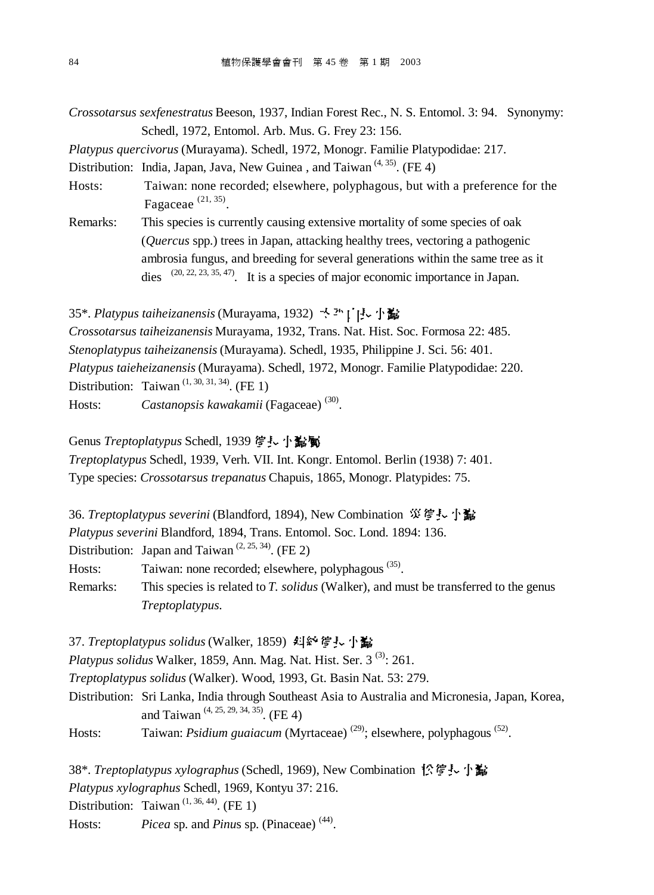*Crossotarsus sexfenestratus* Beeson, 1937, Indian Forest Rec., N. S. Entomol. 3: 94. Synonymy: Schedl, 1972, Entomol. Arb. Mus. G. Frey 23: 156.

*Platypus quercivorus* (Murayama). Schedl, 1972, Monogr. Familie Platypodidae: 217.

Distribution: India, Japan, Java, New Guinea , and Taiwan [4, 35]. (FE 4)

Hosts: Taiwan: none recorded; elsewhere, polyphagous, but with a preference for the Fagaceae [21, 35].

Remarks: This species is currently causing extensive mortality of some species of oak (*Quercus* spp.) trees in Japan, attacking healthy trees, vectoring a pathogenic ambrosia fungus, and breeding for several generations within the same tree as it dies [20, 22, 23, 35, 47]. It is a species of major economic importance in Japan.

35*. *Platypus taiheizanensis* (Murayama, 1932) 太平山長小蠹

*Crossotarsus taiheizanensis* Murayama, 1932, Trans. Nat. Hist. Soc. Formosa 22: 485.

*Stenoplatypus taiheizanensis* (Murayama). Schedl, 1935, Philippine J. Sci. 56: 401.

*Platypus taieheizanensis* (Murayama). Schedl, 1972, Monogr. Familie Platypodidae: 220.

Distribution: Taiwan [1, 30, 31, 34]. (FE 1)

Hosts: *Castanopsis kawakamii* (Fagaceae) [30].

Genus *Treptoplatypus* Schedl, 1939 管長小蠹屬

*Treptoplatypus* Schedl, 1939, Verh. VII. Int. Kongr. Entomol. Berlin (1938) 7: 401.

Type species: *Crossotarsus trepanatus* Chapuis, 1865, Monogr. Platypides: 75.

36. *Treptoplatypus severini* (Blandford, 1894), New Combination 災管長小蠹

*Platypus severini* Blandford, 1894, Trans. Entomol. Soc. Lond. 1894: 136.

Distribution: Japan and Taiwan [2, 25, 34]. (FE 2)

Hosts: Taiwan: none recorded; elsewhere, polyphagous [35].

Remarks: This species is related to *T. solidus* (Walker), and must be transferred to the genus *Treptoplatypus.*

37. *Treptoplatypus solidus* (Walker, 1859) 刻紋管長小蠹

*Platypus solidus* Walker, 1859, Ann. Mag. Nat. Hist. Ser. 3 [3]: 261.

*Treptoplatypus solidus* (Walker). Wood, 1993, Gt. Basin Nat. 53: 279.

Distribution: Sri Lanka, India through Southeast Asia to Australia and Micronesia, Japan, Korea, and Taiwan [4, 25, 29, 34, 35]. (FE 4)

Hosts: Taiwan: *Psidium guaiacum* (Myrtaceae) [29]; elsewhere, polyphagous [52].

38*. *Treptoplatypus xylographus* (Schedl, 1969), New Combination 松管長小蠹

*Platypus xylographus* Schedl, 1969, Kontyu 37: 216.

Distribution: Taiwan [1, 36, 44]. (FE 1)

Hosts: *Picea* sp. and *Pinus* sp. (Pinaceae) [44].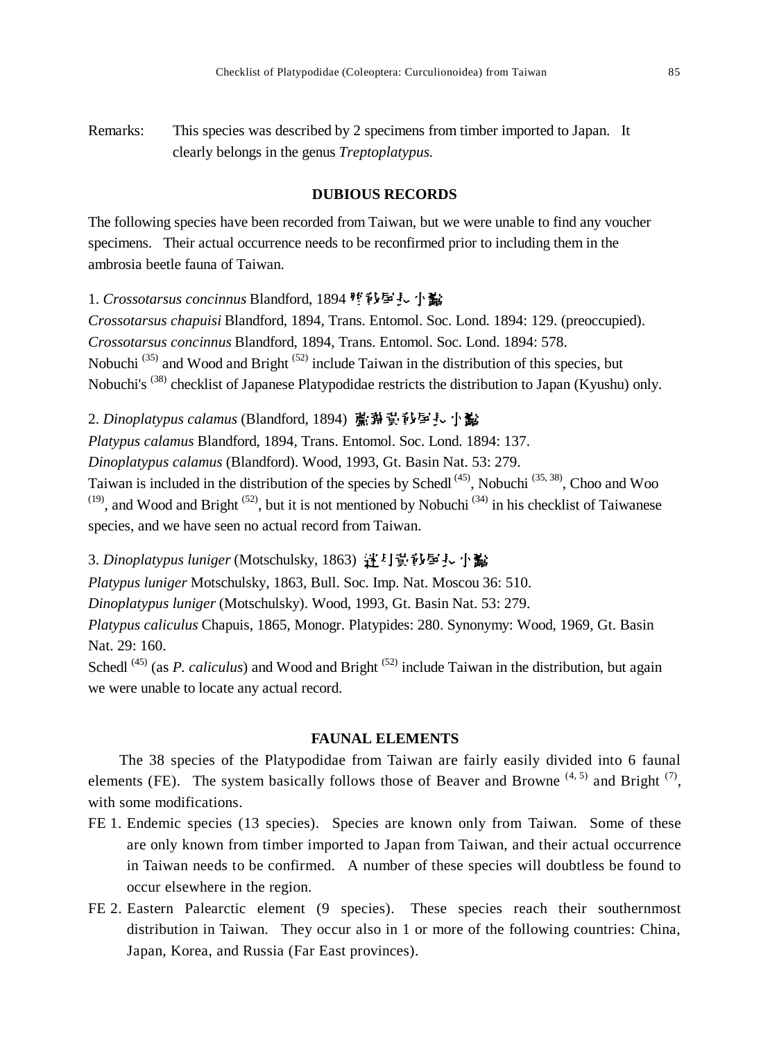Remarks: This species was described by 2 specimens from timber imported to Japan. It clearly belongs in the genus *Treptoplatypus.*

## DUBIOUS RECORDS

The following species have been recorded from Taiwan, but we were unable to find any voucher specimens. Their actual occurrence needs to be reconfirmed prior to including them in the ambrosia beetle fauna of Taiwan.

1. *Crossotarsus concinnus* Blandford, 1894 髮鉤尾長小蠹

*Crossotarsus chapuisi* Blandford, 1894, Trans. Entomol. Soc. Lond. 1894: 129. (preoccupied).
*Crossotarsus concinnus* Blandford, 1894, Trans. Entomol. Soc. Lond. 1894: 578.
Nobuchi [35] and Wood and Bright [52] include Taiwan in the distribution of this species, but Nobuchi's [38] checklist of Japanese Platypodidae restricts the distribution to Japan (Kyushu) only.

2. *Dinoplatypus calamus* (Blandford, 1894) 蘆葦黃鉤尾長小蠹

*Platypus calamus* Blandford, 1894, Trans. Entomol. Soc. Lond. 1894: 137.
*Dinoplatypus calamus* (Blandford). Wood, 1993, Gt. Basin Nat. 53: 279.
Taiwan is included in the distribution of the species by Schedl [45], Nobuchi [35, 38], Choo and Woo [19], and Wood and Bright [52], but it is not mentioned by Nobuchi [34] in his checklist of Taiwanese species, and we have seen no actual record from Taiwan.

3. *Dinoplatypus luniger* (Motschulsky, 1863) 弦月黃鉤尾長小蠹

*Platypus luniger* Motschulsky, 1863, Bull. Soc. Imp. Nat. Moscou 36: 510.
*Dinoplatypus luniger* (Motschulsky). Wood, 1993, Gt. Basin Nat. 53: 279.
*Platypus caliculus* Chapuis, 1865, Monogr. Platypides: 280. Synonymy: Wood, 1969, Gt. Basin Nat. 29: 160.
Schedl [45] (as *P. caliculus*) and Wood and Bright [52] include Taiwan in the distribution, but again we were unable to locate any actual record.

## FAUNAL ELEMENTS

The 38 species of the Platypodidae from Taiwan are fairly easily divided into 6 faunal elements (FE). The system basically follows those of Beaver and Browne [4, 5] and Bright [7], with some modifications.

FE 1. Endemic species (13 species). Species are known only from Taiwan. Some of these are only known from timber imported to Japan from Taiwan, and their actual occurrence in Taiwan needs to be confirmed. A number of these species will doubtless be found to occur elsewhere in the region.

FE 2. Eastern Palearctic element (9 species). These species reach their southernmost distribution in Taiwan. They occur also in 1 or more of the following countries: China, Japan, Korea, and Russia (Far East provinces).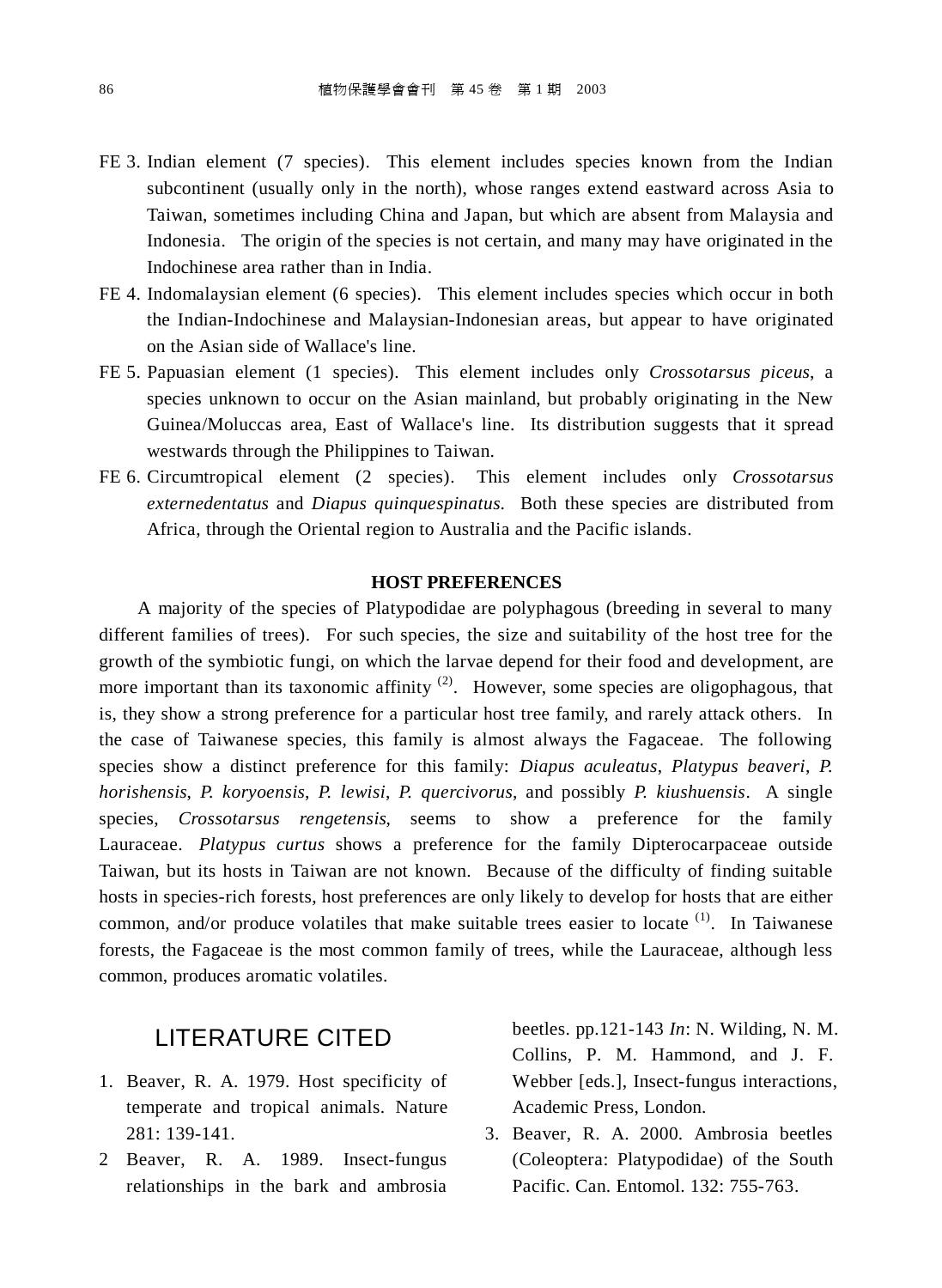FE 3. Indian element (7 species). This element includes species known from the Indian subcontinent (usually only in the north), whose ranges extend eastward across Asia to Taiwan, sometimes including China and Japan, but which are absent from Malaysia and Indonesia. The origin of the species is not certain, and many may have originated in the Indochinese area rather than in India.

FE 4. Indomalaysian element (6 species). This element includes species which occur in both the Indian-Indochinese and Malaysian-Indonesian areas, but appear to have originated on the Asian side of Wallace's line.

FE 5. Papuasian element (1 species). This element includes only *Crossotarsus piceus*, a species unknown to occur on the Asian mainland, but probably originating in the New Guinea/Moluccas area, East of Wallace's line. Its distribution suggests that it spread westwards through the Philippines to Taiwan.

FE 6. Circumtropical element (2 species). This element includes only *Crossotarsus externedentatus* and *Diapus quinquespinatus.* Both these species are distributed from Africa, through the Oriental region to Australia and the Pacific islands.

## HOST PREFERENCES

A majority of the species of Platypodidae are polyphagous (breeding in several to many different families of trees). For such species, the size and suitability of the host tree for the growth of the symbiotic fungi, on which the larvae depend for their food and development, are more important than its taxonomic affinity [2]. However, some species are oligophagous, that is, they show a strong preference for a particular host tree family, and rarely attack others. In the case of Taiwanese species, this family is almost always the Fagaceae. The following species show a distinct preference for this family: *Diapus aculeatus*, *Platypus beaveri*, *P. horishensis*, *P. koryoensis*, *P. lewisi*, *P. quercivorus*, and possibly *P. kiushuensis*. A single species, *Crossotarsus rengetensis*, seems to show a preference for the family Lauraceae. *Platypus curtus* shows a preference for the family Dipterocarpaceae outside Taiwan, but its hosts in Taiwan are not known. Because of the difficulty of finding suitable hosts in species-rich forests, host preferences are only likely to develop for hosts that are either common, and/or produce volatiles that make suitable trees easier to locate [1]. In Taiwanese forests, the Fagaceae is the most common family of trees, while the Lauraceae, although less common, produces aromatic volatiles.

## LITERATURE CITED

1. Beaver, R. A. 1979. Host specificity of temperate and tropical animals. Nature 281: 139-141.
2. Beaver, R. A. 1989. Insect-fungus relationships in the bark and ambrosia beetles. pp.121-143 *In*: N. Wilding, N. M. Collins, P. M. Hammond, and J. F. Webber [eds.], Insect-fungus interactions, Academic Press, London.
3. Beaver, R. A. 2000. Ambrosia beetles (Coleoptera: Platypodidae) of the South Pacific. Can. Entomol. 132: 755-763.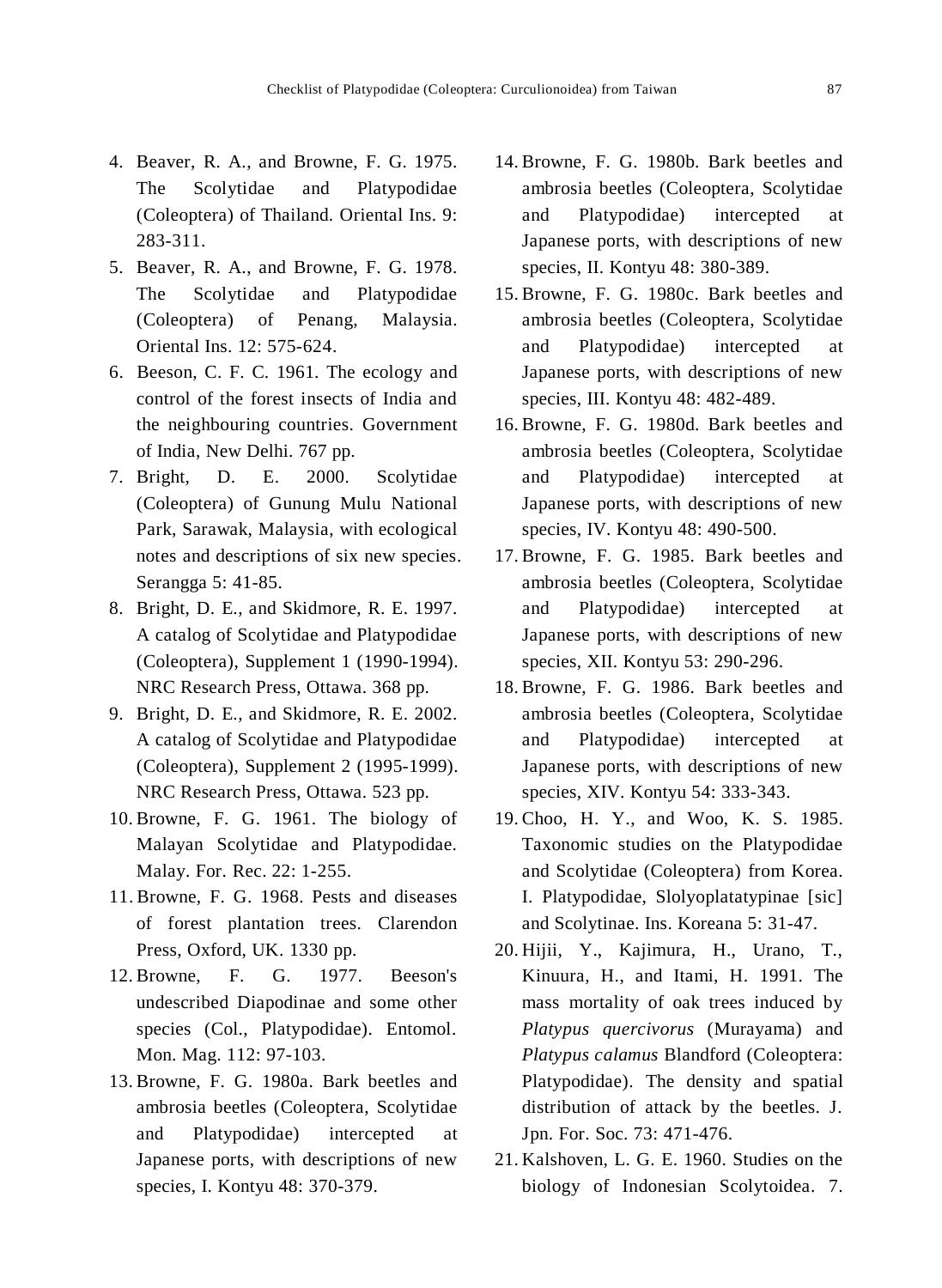4. Beaver, R. A., and Browne, F. G. 1975. The Scolytidae and Platypodidae (Coleoptera) of Thailand. Oriental Ins. 9: 283-311.
5. Beaver, R. A., and Browne, F. G. 1978. The Scolytidae and Platypodidae (Coleoptera) of Penang, Malaysia. Oriental Ins. 12: 575-624.
6. Beeson, C. F. C. 1961. The ecology and control of the forest insects of India and the neighbouring countries. Government of India, New Delhi. 767 pp.
7. Bright, D. E. 2000. Scolytidae (Coleoptera) of Gunung Mulu National Park, Sarawak, Malaysia, with ecological notes and descriptions of six new species. Serangga 5: 41-85.
8. Bright, D. E., and Skidmore, R. E. 1997. A catalog of Scolytidae and Platypodidae (Coleoptera), Supplement 1 (1990-1994). NRC Research Press, Ottawa. 368 pp.
9. Bright, D. E., and Skidmore, R. E. 2002. A catalog of Scolytidae and Platypodidae (Coleoptera), Supplement 2 (1995-1999). NRC Research Press, Ottawa. 523 pp.
10. Browne, F. G. 1961. The biology of Malayan Scolytidae and Platypodidae. Malay. For. Rec. 22: 1-255.
11. Browne, F. G. 1968. Pests and diseases of forest plantation trees. Clarendon Press, Oxford, UK. 1330 pp.
12. Browne, F. G. 1977. Beeson's undescribed Diapodinae and some other species (Col., Platypodidae). Entomol. Mon. Mag. 112: 97-103.
13. Browne, F. G. 1980a. Bark beetles and ambrosia beetles (Coleoptera, Scolytidae and Platypodidae) intercepted at Japanese ports, with descriptions of new species, I. Kontyu 48: 370-379.
14. Browne, F. G. 1980b. Bark beetles and ambrosia beetles (Coleoptera, Scolytidae and Platypodidae) intercepted at Japanese ports, with descriptions of new species, II. Kontyu 48: 380-389.
15. Browne, F. G. 1980c. Bark beetles and ambrosia beetles (Coleoptera, Scolytidae and Platypodidae) intercepted at Japanese ports, with descriptions of new species, III. Kontyu 48: 482-489.
16. Browne, F. G. 1980d. Bark beetles and ambrosia beetles (Coleoptera, Scolytidae and Platypodidae) intercepted at Japanese ports, with descriptions of new species, IV. Kontyu 48: 490-500.
17. Browne, F. G. 1985. Bark beetles and ambrosia beetles (Coleoptera, Scolytidae and Platypodidae) intercepted at Japanese ports, with descriptions of new species, XII. Kontyu 53: 290-296.
18. Browne, F. G. 1986. Bark beetles and ambrosia beetles (Coleoptera, Scolytidae and Platypodidae) intercepted at Japanese ports, with descriptions of new species, XIV. Kontyu 54: 333-343.
19. Choo, H. Y., and Woo, K. S. 1985. Taxonomic studies on the Platypodidae and Scolytidae (Coleoptera) from Korea. I. Platypodidae, Slolyoplatatypinae [sic] and Scolytinae. Ins. Koreana 5: 31-47.
20. Hijii, Y., Kajimura, H., Urano, T., Kinuura, H., and Itami, H. 1991. The mass mortality of oak trees induced by *Platypus quercivorus* (Murayama) and *Platypus calamus* Blandford (Coleoptera: Platypodidae). The density and spatial distribution of attack by the beetles. J. Jpn. For. Soc. 73: 471-476.
21. Kalshoven, L. G. E. 1960. Studies on the biology of Indonesian Scolytoidea. 7.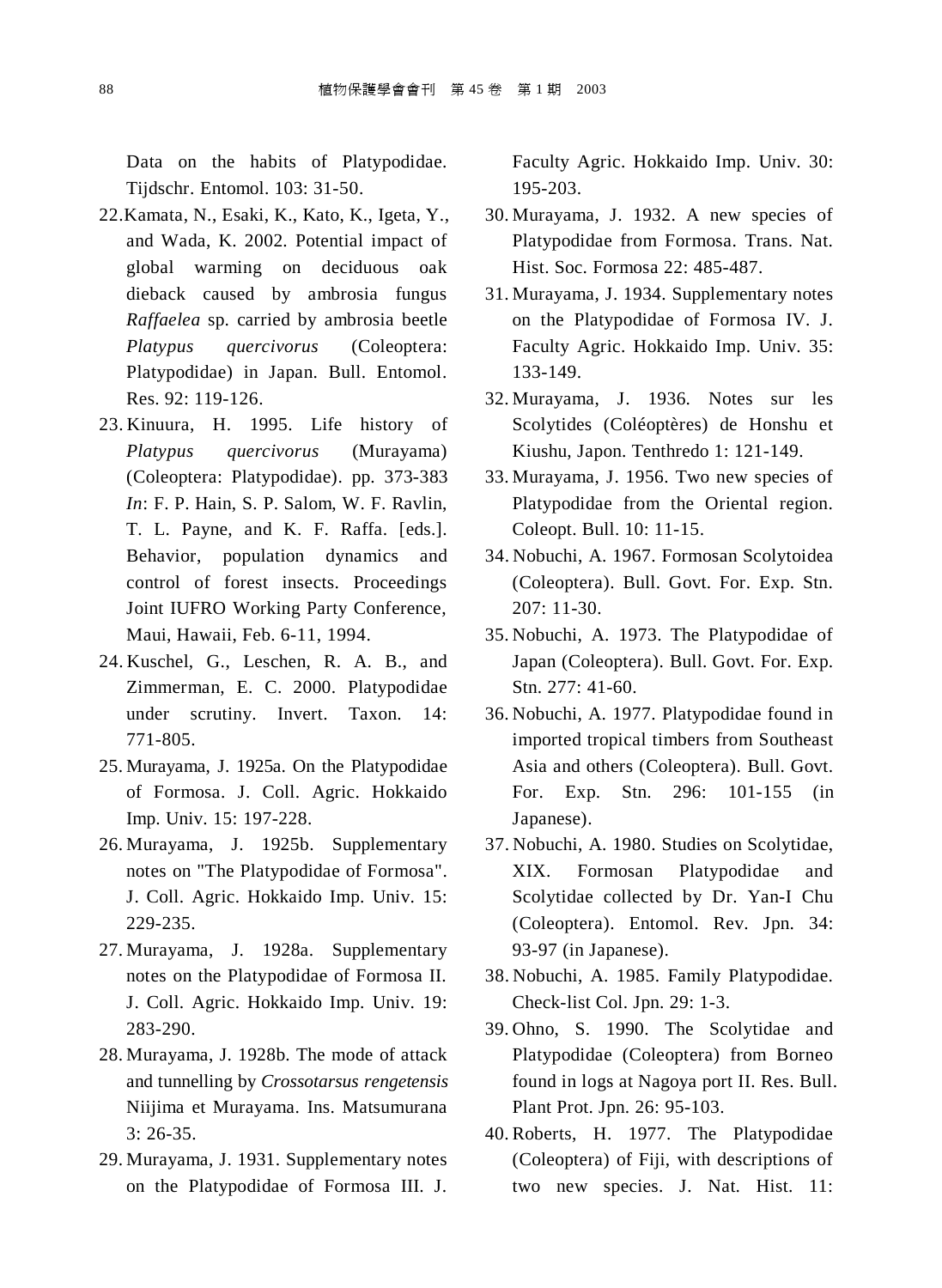Data on the habits of Platypodidae. Tijdschr. Entomol. 103: 31-50.

22. Kamata, N., Esaki, K., Kato, K., Igeta, Y., and Wada, K. 2002. Potential impact of global warming on deciduous oak dieback caused by ambrosia fungus *Raffaelea* sp. carried by ambrosia beetle *Platypus quercivorus* (Coleoptera: Platypodidae) in Japan. Bull. Entomol. Res. 92: 119-126.

23. Kinuura, H. 1995. Life history of *Platypus quercivorus* (Murayama) (Coleoptera: Platypodidae). pp. 373-383 *In*: F. P. Hain, S. P. Salom, W. F. Ravlin, T. L. Payne, and K. F. Raffa. [eds.]. Behavior, population dynamics and control of forest insects. Proceedings Joint IUFRO Working Party Conference, Maui, Hawaii, Feb. 6-11, 1994.

24. Kuschel, G., Leschen, R. A. B., and Zimmerman, E. C. 2000. Platypodidae under scrutiny. Invert. Taxon. 14: 771-805.

25. Murayama, J. 1925a. On the Platypodidae of Formosa. J. Coll. Agric. Hokkaido Imp. Univ. 15: 197-228.

26. Murayama, J. 1925b. Supplementary notes on "The Platypodidae of Formosa". J. Coll. Agric. Hokkaido Imp. Univ. 15: 229-235.

27. Murayama, J. 1928a. Supplementary notes on the Platypodidae of Formosa II. J. Coll. Agric. Hokkaido Imp. Univ. 19: 283-290.

28. Murayama, J. 1928b. The mode of attack and tunnelling by *Crossotarsus rengetensis* Niijima et Murayama. Ins. Matsumurana 3: 26-35.

29. Murayama, J. 1931. Supplementary notes on the Platypodidae of Formosa III. J. Faculty Agric. Hokkaido Imp. Univ. 30: 195-203.

30. Murayama, J. 1932. A new species of Platypodidae from Formosa. Trans. Nat. Hist. Soc. Formosa 22: 485-487.

31. Murayama, J. 1934. Supplementary notes on the Platypodidae of Formosa IV. J. Faculty Agric. Hokkaido Imp. Univ. 35: 133-149.

32. Murayama, J. 1936. Notes sur les Scolytides (Coléoptères) de Honshu et Kiushu, Japon. Tenthredo 1: 121-149.

33. Murayama, J. 1956. Two new species of Platypodidae from the Oriental region. Coleopt. Bull. 10: 11-15.

34. Nobuchi, A. 1967. Formosan Scolytoidea (Coleoptera). Bull. Govt. For. Exp. Stn. 207: 11-30.

35. Nobuchi, A. 1973. The Platypodidae of Japan (Coleoptera). Bull. Govt. For. Exp. Stn. 277: 41-60.

36. Nobuchi, A. 1977. Platypodidae found in imported tropical timbers from Southeast Asia and others (Coleoptera). Bull. Govt. For. Exp. Stn. 296: 101-155 (in Japanese).

37. Nobuchi, A. 1980. Studies on Scolytidae, XIX. Formosan Platypodidae and Scolytidae collected by Dr. Yan-I Chu (Coleoptera). Entomol. Rev. Jpn. 34: 93-97 (in Japanese).

38. Nobuchi, A. 1985. Family Platypodidae. Check-list Col. Jpn. 29: 1-3.

39. Ohno, S. 1990. The Scolytidae and Platypodidae (Coleoptera) from Borneo found in logs at Nagoya port II. Res. Bull. Plant Prot. Jpn. 26: 95-103.

40. Roberts, H. 1977. The Platypodidae (Coleoptera) of Fiji, with descriptions of two new species. J. Nat. Hist. 11: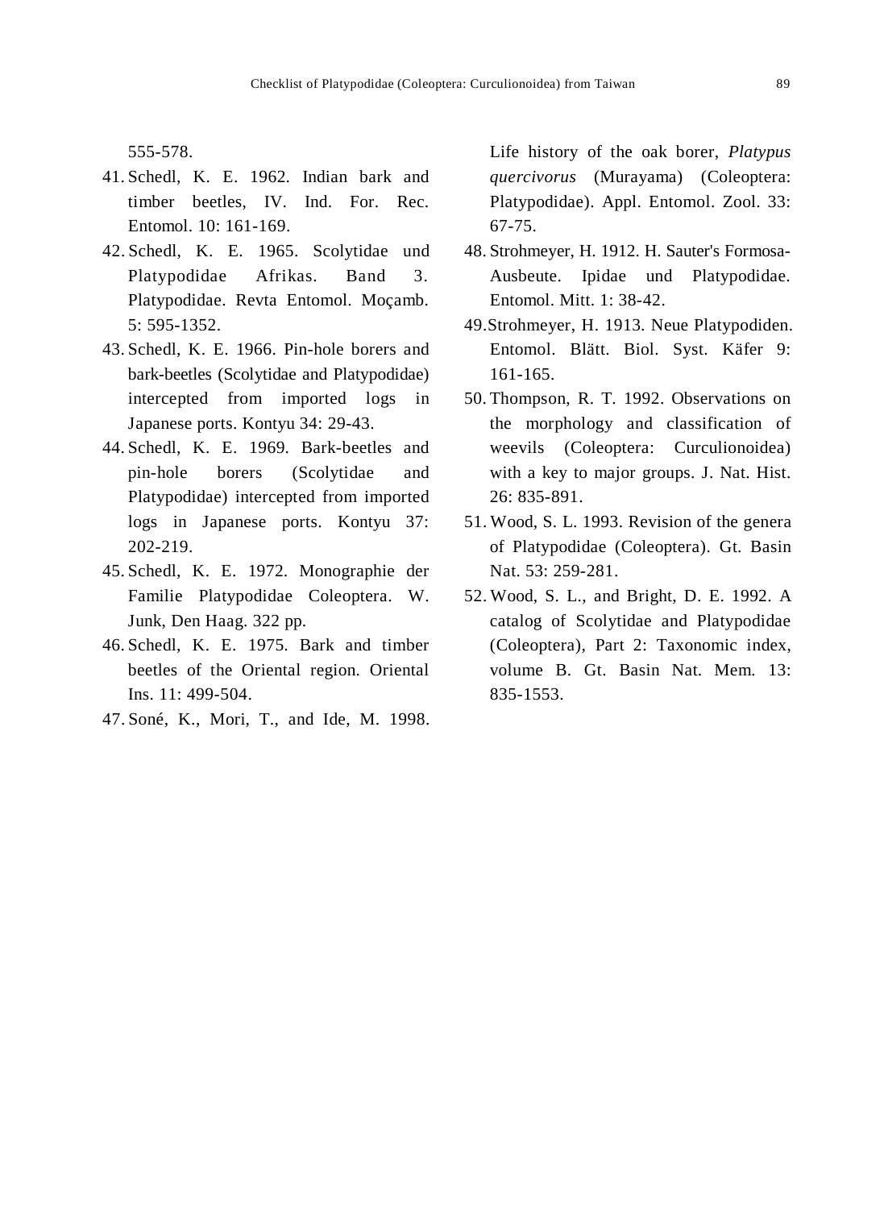555-578.

41. Schedl, K. E. 1962. Indian bark and timber beetles, IV. Ind. For. Rec. Entomol. 10: 161-169.
42. Schedl, K. E. 1965. Scolytidae und Platypodidae Afrikas. Band 3. Platypodidae. Revta Entomol. Moçamb. 5: 595-1352.
43. Schedl, K. E. 1966. Pin-hole borers and bark-beetles (Scolytidae and Platypodidae) intercepted from imported logs in Japanese ports. Kontyu 34: 29-43.
44. Schedl, K. E. 1969. Bark-beetles and pin-hole borers (Scolytidae and Platypodidae) intercepted from imported logs in Japanese ports. Kontyu 37: 202-219.
45. Schedl, K. E. 1972. Monographie der Familie Platypodidae Coleoptera. W. Junk, Den Haag. 322 pp.
46. Schedl, K. E. 1975. Bark and timber beetles of the Oriental region. Oriental Ins. 11: 499-504.
47. Soné, K., Mori, T., and Ide, M. 1998. Life history of the oak borer, *Platypus quercivorus* (Murayama) (Coleoptera: Platypodidae). Appl. Entomol. Zool. 33: 67-75.
48. Strohmeyer, H. 1912. H. Sauter's Formosa-Ausbeute. Ipidae und Platypodidae. Entomol. Mitt. 1: 38-42.
49. Strohmeyer, H. 1913. Neue Platypodiden. Entomol. Blätt. Biol. Syst. Käfer 9: 161-165.
50. Thompson, R. T. 1992. Observations on the morphology and classification of weevils (Coleoptera: Curculionoidea) with a key to major groups. J. Nat. Hist. 26: 835-891.
51. Wood, S. L. 1993. Revision of the genera of Platypodidae (Coleoptera). Gt. Basin Nat. 53: 259-281.
52. Wood, S. L., and Bright, D. E. 1992. A catalog of Scolytidae and Platypodidae (Coleoptera), Part 2: Taxonomic index, volume B. Gt. Basin Nat. Mem. 13: 835-1553.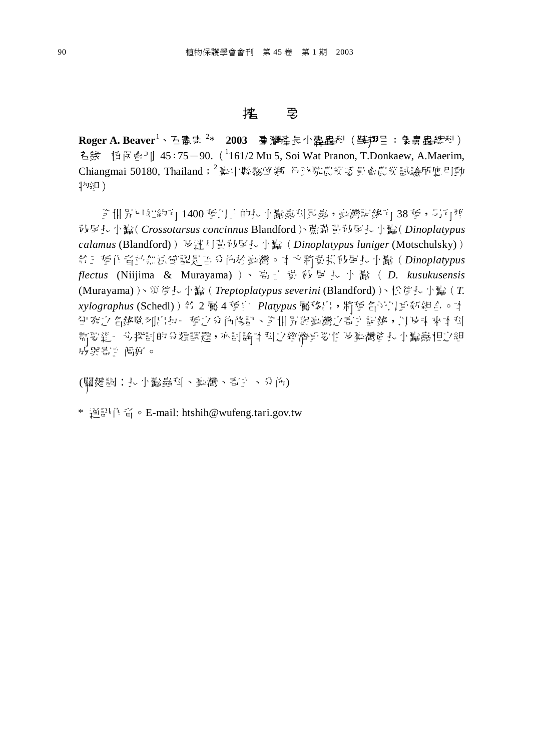# 摘　要

**Roger A. Beaver**[1]、石憲宗[2]*　**2003**　臺灣產長小蠹蟲科（鞘翅目：象鼻蟲總科）名錄　植保會刊 45：75－90.（[1]161/2 Mu 5, Soi Wat Pranon, T.Donkaew, A.Maerim, Chiangmai 50180, Thailand；[2]臺中縣霧峰鄉 行政院農業委員會農業試驗所應用動物組）

全世界已知約有 1400 種以上的長小蠹蟲科昆蟲，臺灣記錄有 38 種，另有雙鉤尾長小蠹（*Crossotarsus concinnus* Blandford）、蘆葦黃鉤尾長小蠹（*Dinoplatypus calamus* (Blandford)）及新月黃鉤尾長小蠹（*Dinoplatypus luniger* (Motschulsky)）等三種作者尚無法確認是否分佈於臺灣。本文將黃捲鉤尾長小蠹（*Dinoplatypus flectus* (Niijima & Murayama)）、高士佛黃鉤尾長小蠹（*D. kusukusensis* (Murayama)）、災害長小蠹（*Treptoplatypus severini* (Blandford)）、松害長小蠹（*T. xylographus* (Schedl)）等 2 屬 4 種由 *Platypus* 屬移出，將學名予以重新組合。本研究之名錄除列出每一種之分佈修訂、全世界與臺灣之寄主記錄，以及未來本科需要進一步探討的分類課題，亦討論本科之經濟重要性及臺灣產長小蠹蟲相之組成與寄主偏好。

(關鍵詞：長小蠹蟲科、臺灣、寄主、分佈)

* 通訊作者。E-mail: htshih@wufeng.tari.gov.tw